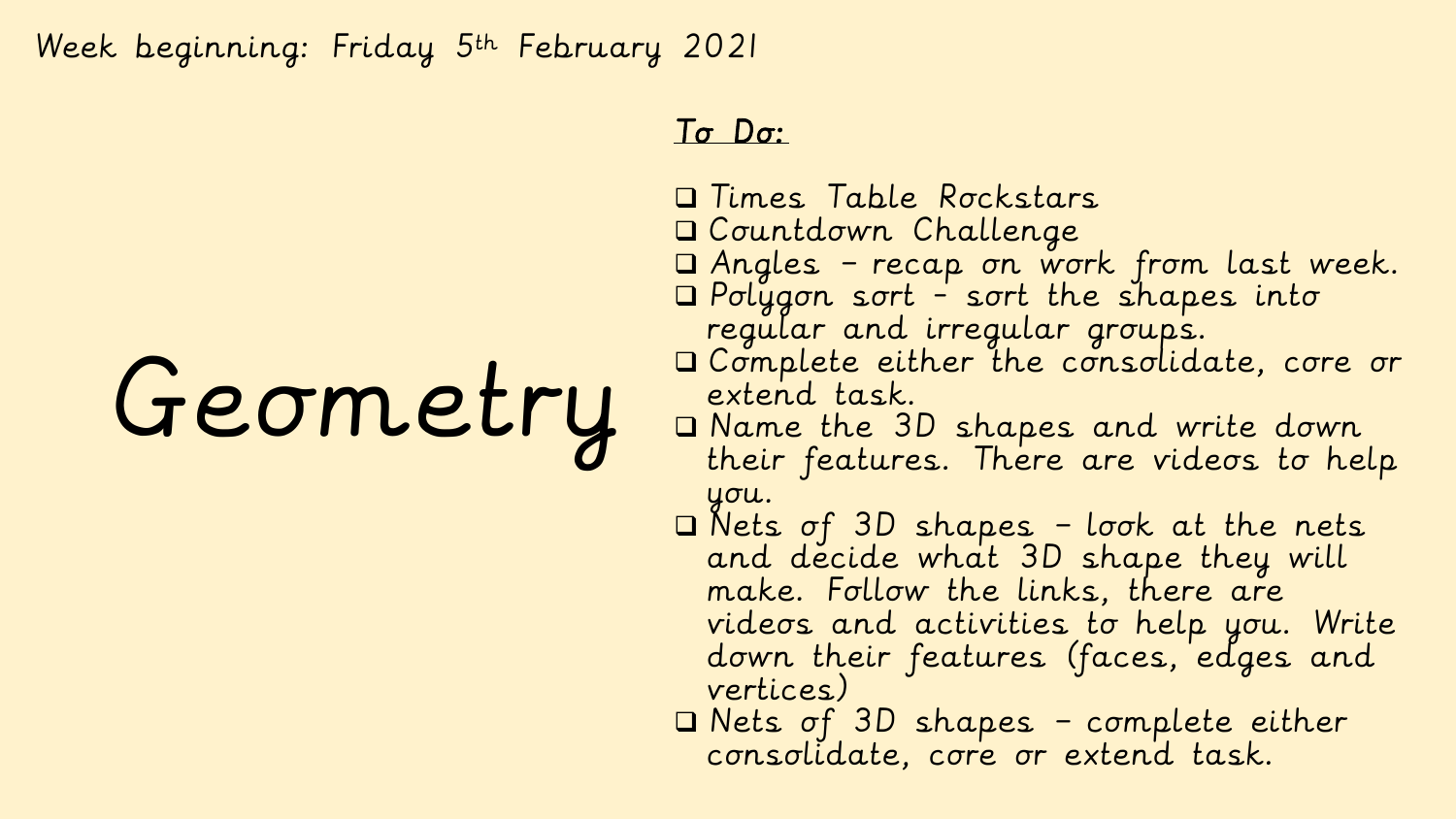Week beginning: Friday 5th February 2021

# Geometry

***To Do:***

- ❑ Times Table Rockstars
- ❑ Countdown Challenge
- ❑ Angles – recap on work from last week.
- ❑ Polygon sort – sort the shapes into regular and irregular groups.
- ❑ Complete either the consolidate, core or extend task.
- ❑ Name the 3D shapes and write down their features. There are videos to help you.
- ❑ Nets of 3D shapes – look at the nets and decide what 3D shape they will make. Follow the links, there are videos and activities to help you. Write down their features (faces, edges and vertices)
- ❑ Nets of 3D shapes – complete either consolidate, core or extend task.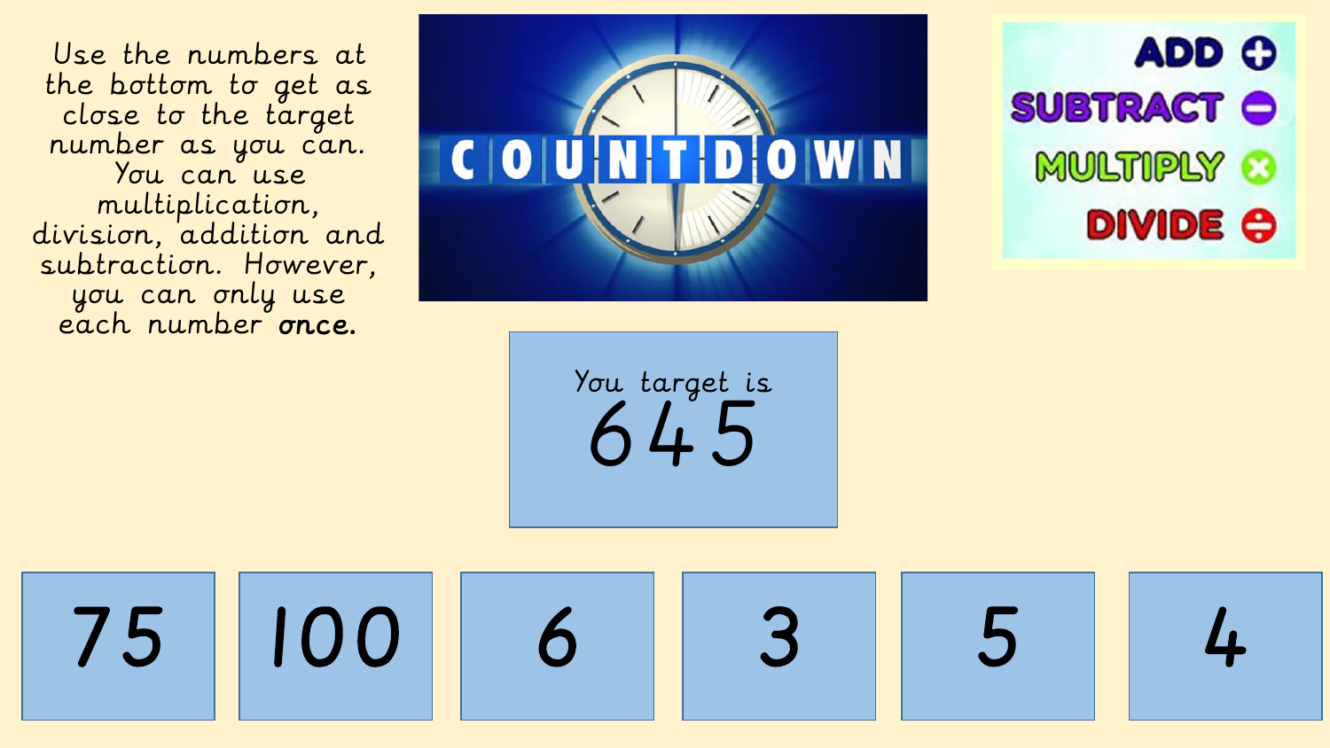Use the numbers at the bottom to get as close to the target number as you can. You can use multiplication, division, addition and subtraction. However, you can only use each number **once.**

COUNTDOWN

ADD

SUBTRACT

MULTIPLY

DIVIDE

You target is

**645**

| 75 | 100 | 6 | 3 | 5 | 4 |
| --- | --- | --- | --- | --- | --- |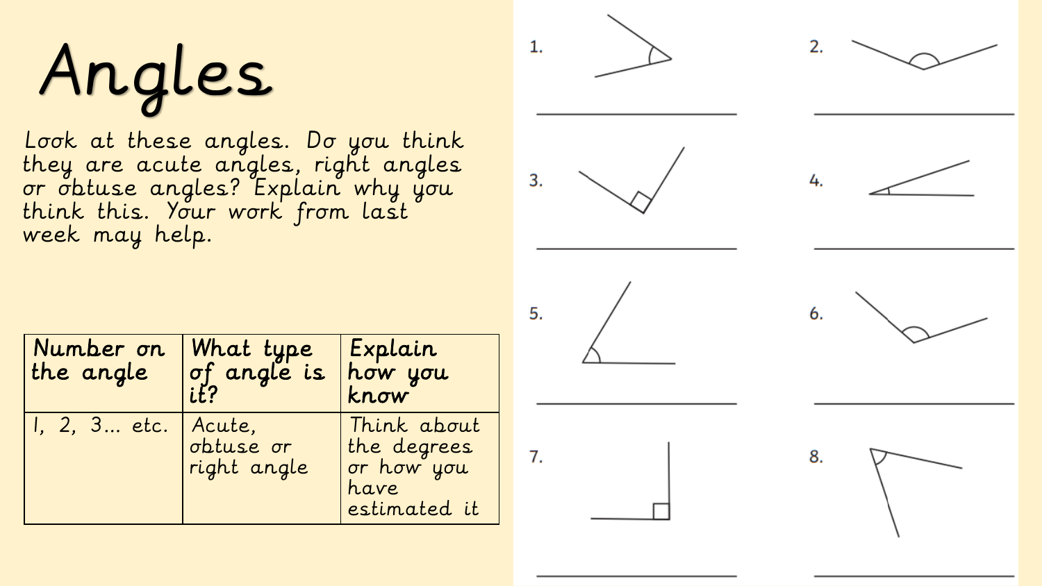# Angles

Look at these angles. Do you think they are acute angles, right angles or obtuse angles? Explain why you think this. Your work from last week may help.

| Number on the angle | What type of angle is it? | Explain how you know |
| --- | --- | --- |
| 1, 2, 3... etc. | Acute, obtuse or right angle | Think about the degrees or how you have estimated it |

1. ______

2. ______

3. ______

4. ______

5. ______

6. ______

7. ______

8. ______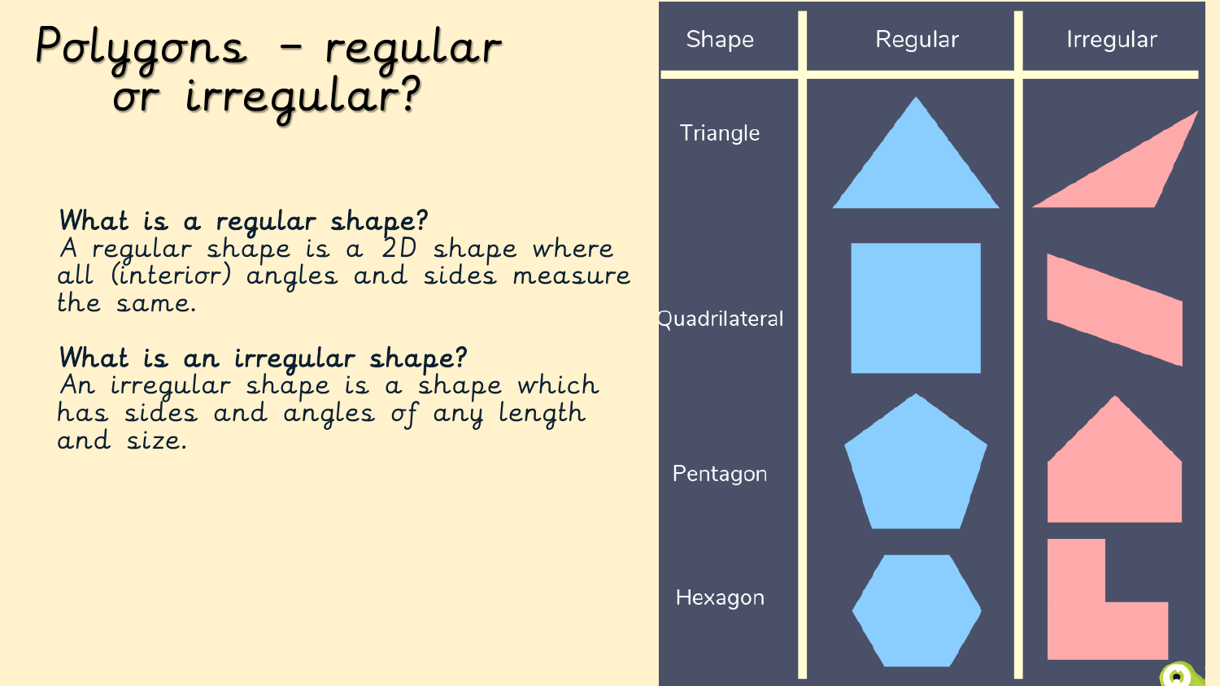# Polygons – regular or irregular?

**What is a regular shape?**
A regular shape is a 2D shape where all (interior) angles and sides measure the same.

**What is an irregular shape?**
An irregular shape is a shape which has sides and angles of any length and size.

| Shape | Regular | Irregular |
|---|---|---|
| Triangle | | |
| Quadrilateral | | |
| Pentagon | | |
| Hexagon | | |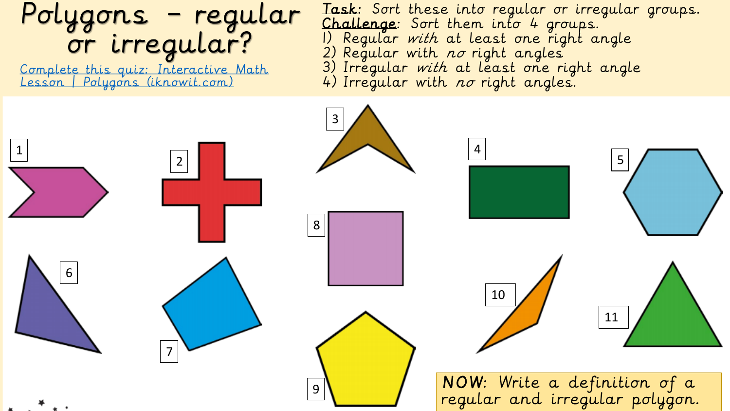# Polygons – regular or irregular?

Complete this quiz: Interactive Math Lesson | Polygons (iknowit.com)

**Task**: Sort these into regular or irregular groups.

**Challenge**: Sort them into 4 groups.

1) Regular *with* at least one right angle
2) Regular with *no* right angles
3) Irregular *with* at least one right angle
4) Irregular with *no* right angles.

1

2

3

4

5

6

7

8

9

10

11

**NOW**: Write a definition of a regular and irregular polygon.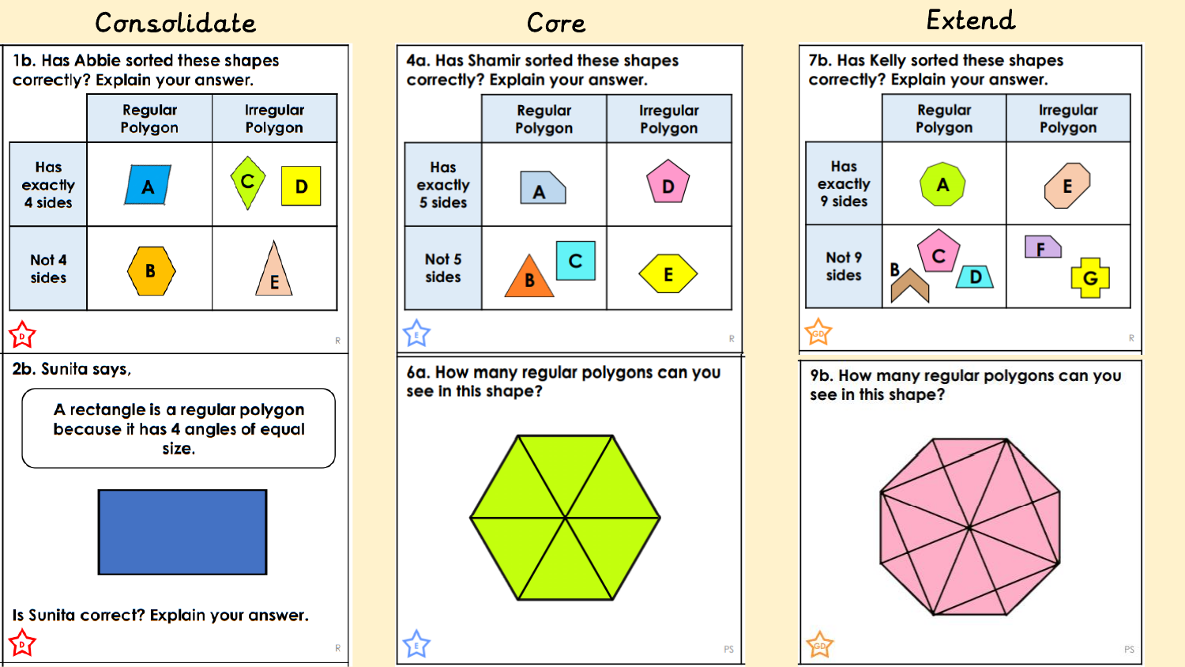## Consolidate

**1b. Has Abbie sorted these shapes correctly? Explain your answer.**

| | Regular Polygon | Irregular Polygon |
|---|---|---|
| Has exactly 4 sides | A | C, D |
| Not 4 sides | B | E |

**2b. Sunita says,**

> A rectangle is a regular polygon because it has 4 angles of equal size.

Is Sunita correct? Explain your answer.

## Core

**4a. Has Shamir sorted these shapes correctly? Explain your answer.**

| | Regular Polygon | Irregular Polygon |
|---|---|---|
| Has exactly 5 sides | A | D |
| Not 5 sides | B, C | E |

**6a. How many regular polygons can you see in this shape?**

## Extend

**7b. Has Kelly sorted these shapes correctly? Explain your answer.**

| | Regular Polygon | Irregular Polygon |
|---|---|---|
| Has exactly 9 sides | A | E |
| Not 9 sides | B, C, D | F, G |

**9b. How many regular polygons can you see in this shape?**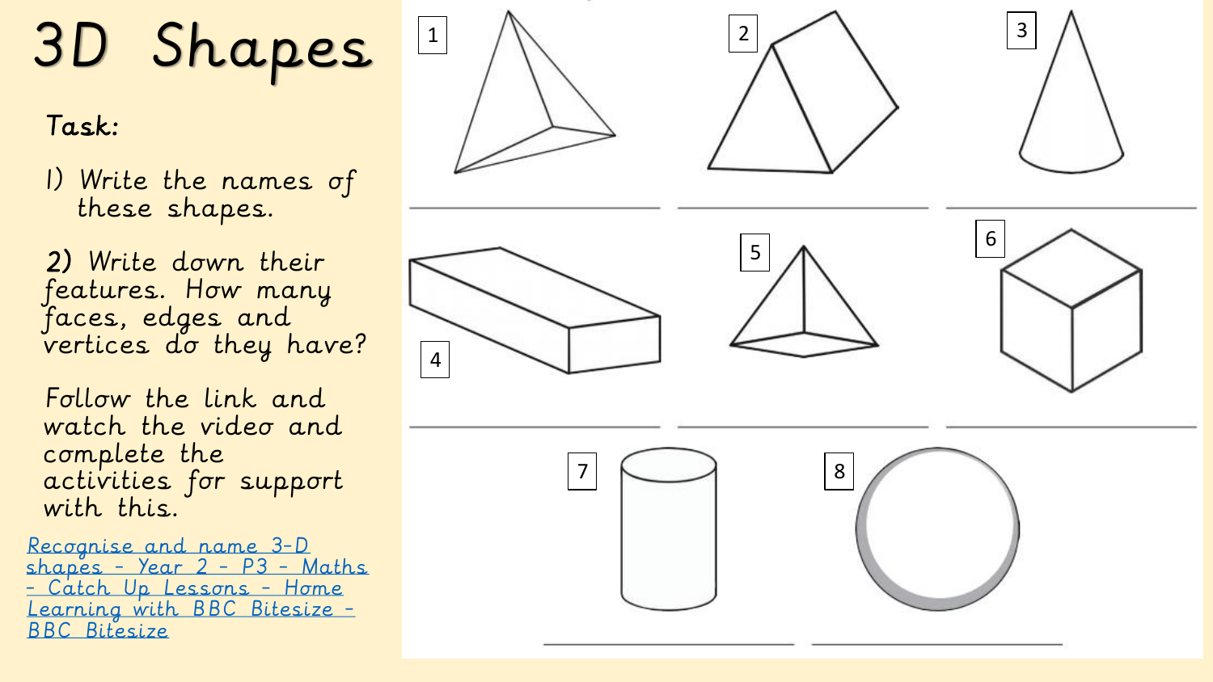# 3D Shapes

Task:

1) Write the names of these shapes.

2) Write down their features. How many faces, edges and vertices do they have?

Follow the link and watch the video and complete the activities for support with this.

[Recognise and name 3-D shapes - Year 2 - P3 - Maths - Catch Up Lessons - Home Learning with BBC Bitesize - BBC Bitesize]()

1

2

3

4

5

6

7

8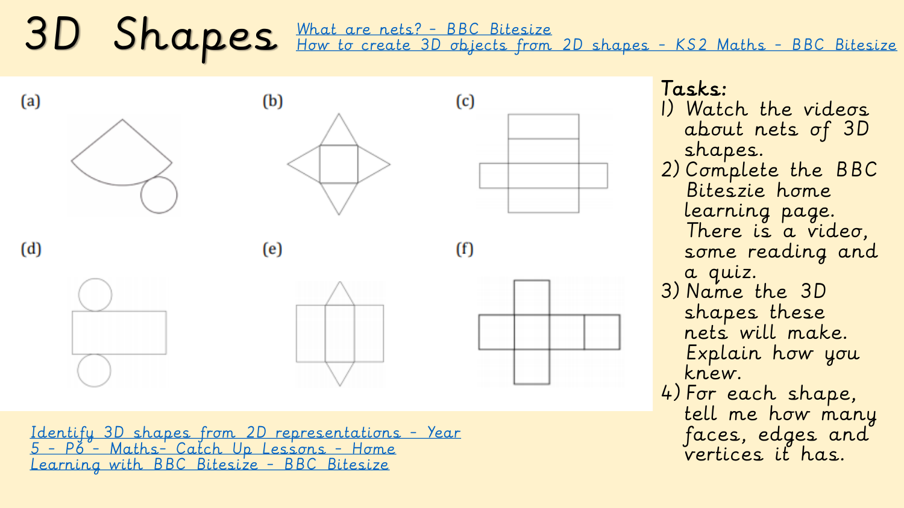# 3D Shapes

[What are nets? - BBC Bitesize]()
[How to create 3D objects from 2D shapes - KS2 Maths - BBC Bitesize]()

(a)

(b)

(c)

(d)

(e)

(f)

**Tasks:**

1) Watch the videos about nets of 3D shapes.
2) Complete the BBC Biteszie home learning page. There is a video, some reading and a quiz.
3) Name the 3D shapes these nets will make. Explain how you knew.
4) For each shape, tell me how many faces, edges and vertices it has.

[Identify 3D shapes from 2D representations - Year 5 - P6 - Maths- Catch Up Lessons - Home Learning with BBC Bitesize - BBC Bitesize]()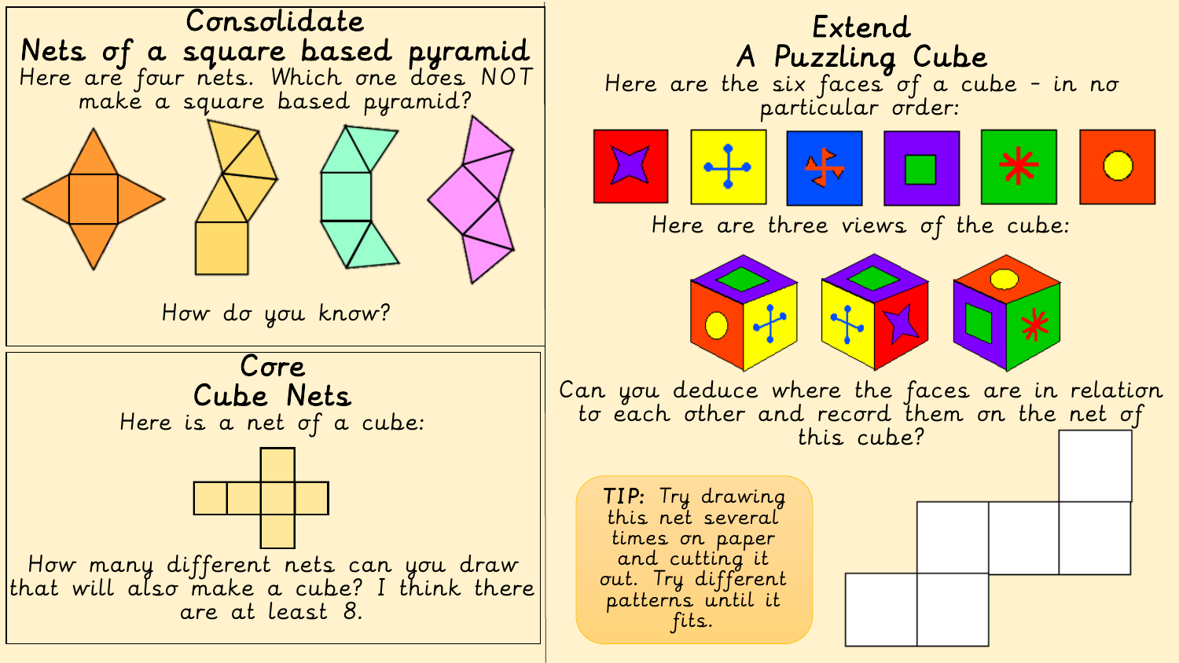## Consolidate
### Nets of a square based pyramid

Here are four nets. Which one does NOT make a square based pyramid?

How do you know?

## Core
### Cube Nets

Here is a net of a cube:

How many different nets can you draw that will also make a cube? I think there are at least 8.

## Extend
### A Puzzling Cube

Here are the six faces of a cube - in no particular order:

Here are three views of the cube:

Can you deduce where the faces are in relation to each other and record them on the net of this cube?

**TIP:** Try drawing this net several times on paper and cutting it out. Try different patterns until it fits.